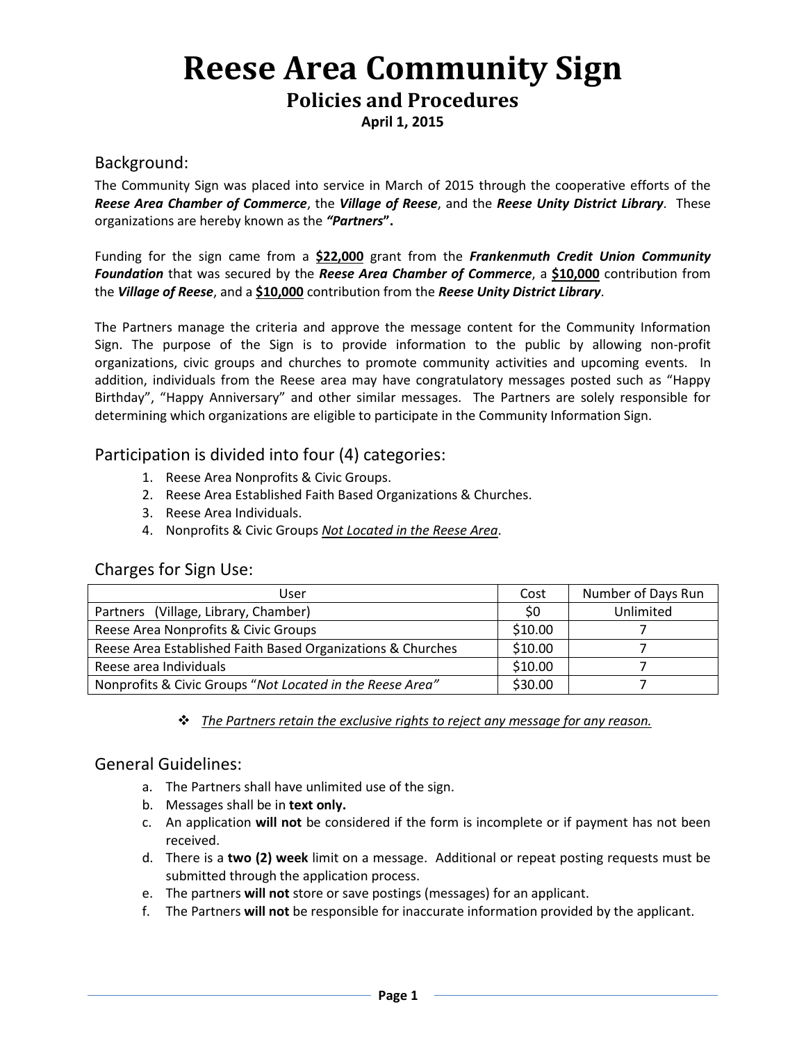# Reese Area Community Sign

## Policies and Procedures

**April 1, 2015**

### Background:

The Community Sign was placed into service in March of 2015 through the cooperative efforts of the ***Reese Area Chamber of Commerce***, the ***Village of Reese***, and the ***Reese Unity District Library***. These organizations are hereby known as the ***"Partners"*****.**

Funding for the sign came from a **$22,000** grant from the ***Frankenmuth Credit Union Community Foundation*** that was secured by the ***Reese Area Chamber of Commerce***, a **$10,000** contribution from the ***Village of Reese***, and a **$10,000** contribution from the ***Reese Unity District Library***.

The Partners manage the criteria and approve the message content for the Community Information Sign. The purpose of the Sign is to provide information to the public by allowing non-profit organizations, civic groups and churches to promote community activities and upcoming events. In addition, individuals from the Reese area may have congratulatory messages posted such as "Happy Birthday", "Happy Anniversary" and other similar messages. The Partners are solely responsible for determining which organizations are eligible to participate in the Community Information Sign.

### Participation is divided into four (4) categories:

1. Reese Area Nonprofits & Civic Groups.
2. Reese Area Established Faith Based Organizations & Churches.
3. Reese Area Individuals.
4. Nonprofits & Civic Groups *Not Located in the Reese Area*.

### Charges for Sign Use:

| User | Cost | Number of Days Run |
|---|---|---|
| Partners (Village, Library, Chamber) | $0 | Unlimited |
| Reese Area Nonprofits & Civic Groups | $10.00 | 7 |
| Reese Area Established Faith Based Organizations & Churches | $10.00 | 7 |
| Reese area Individuals | $10.00 | 7 |
| Nonprofits & Civic Groups "*Not Located in the Reese Area*" | $30.00 | 7 |

- *The Partners retain the exclusive rights to reject any message for any reason.*

### General Guidelines:

a. The Partners shall have unlimited use of the sign.
b. Messages shall be in **text only.**
c. An application **will not** be considered if the form is incomplete or if payment has not been received.
d. There is a **two (2) week** limit on a message. Additional or repeat posting requests must be submitted through the application process.
e. The partners **will not** store or save postings (messages) for an applicant.
f. The Partners **will not** be responsible for inaccurate information provided by the applicant.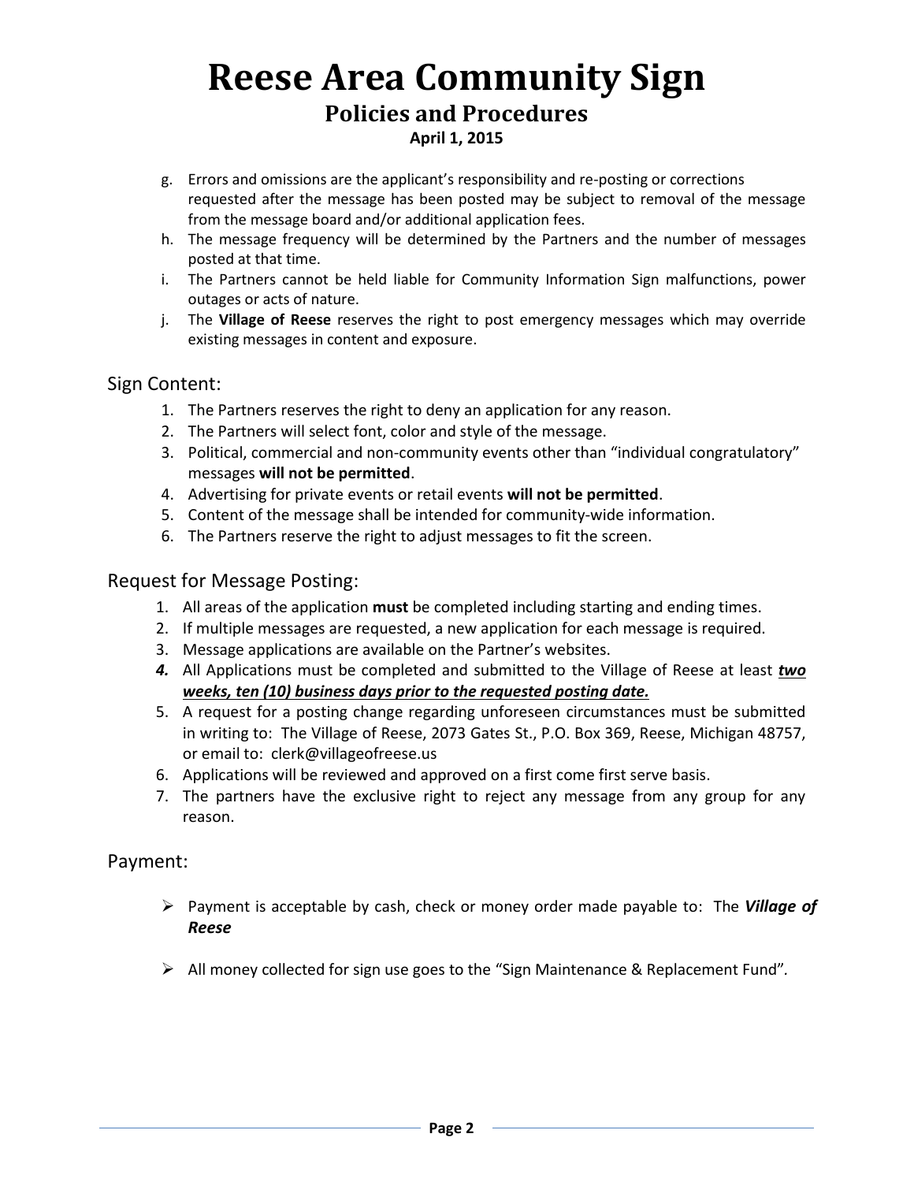# Reese Area Community Sign

## Policies and Procedures

**April 1, 2015**

g. Errors and omissions are the applicant's responsibility and re-posting or corrections requested after the message has been posted may be subject to removal of the message from the message board and/or additional application fees.

h. The message frequency will be determined by the Partners and the number of messages posted at that time.

i. The Partners cannot be held liable for Community Information Sign malfunctions, power outages or acts of nature.

j. The **Village of Reese** reserves the right to post emergency messages which may override existing messages in content and exposure.

### Sign Content:

1. The Partners reserves the right to deny an application for any reason.
2. The Partners will select font, color and style of the message.
3. Political, commercial and non-community events other than "individual congratulatory" messages **will not be permitted**.
4. Advertising for private events or retail events **will not be permitted**.
5. Content of the message shall be intended for community-wide information.
6. The Partners reserve the right to adjust messages to fit the screen.

### Request for Message Posting:

1. All areas of the application **must** be completed including starting and ending times.
2. If multiple messages are requested, a new application for each message is required.
3. Message applications are available on the Partner's websites.
4. All Applications must be completed and submitted to the Village of Reese at least ***two weeks, ten (10) business days prior to the requested posting date.***
5. A request for a posting change regarding unforeseen circumstances must be submitted in writing to: The Village of Reese, 2073 Gates St., P.O. Box 369, Reese, Michigan 48757, or email to: clerk@villageofreese.us
6. Applications will be reviewed and approved on a first come first serve basis.
7. The partners have the exclusive right to reject any message from any group for any reason.

### Payment:

- Payment is acceptable by cash, check or money order made payable to: The ***Village of Reese***
- All money collected for sign use goes to the "Sign Maintenance & Replacement Fund".